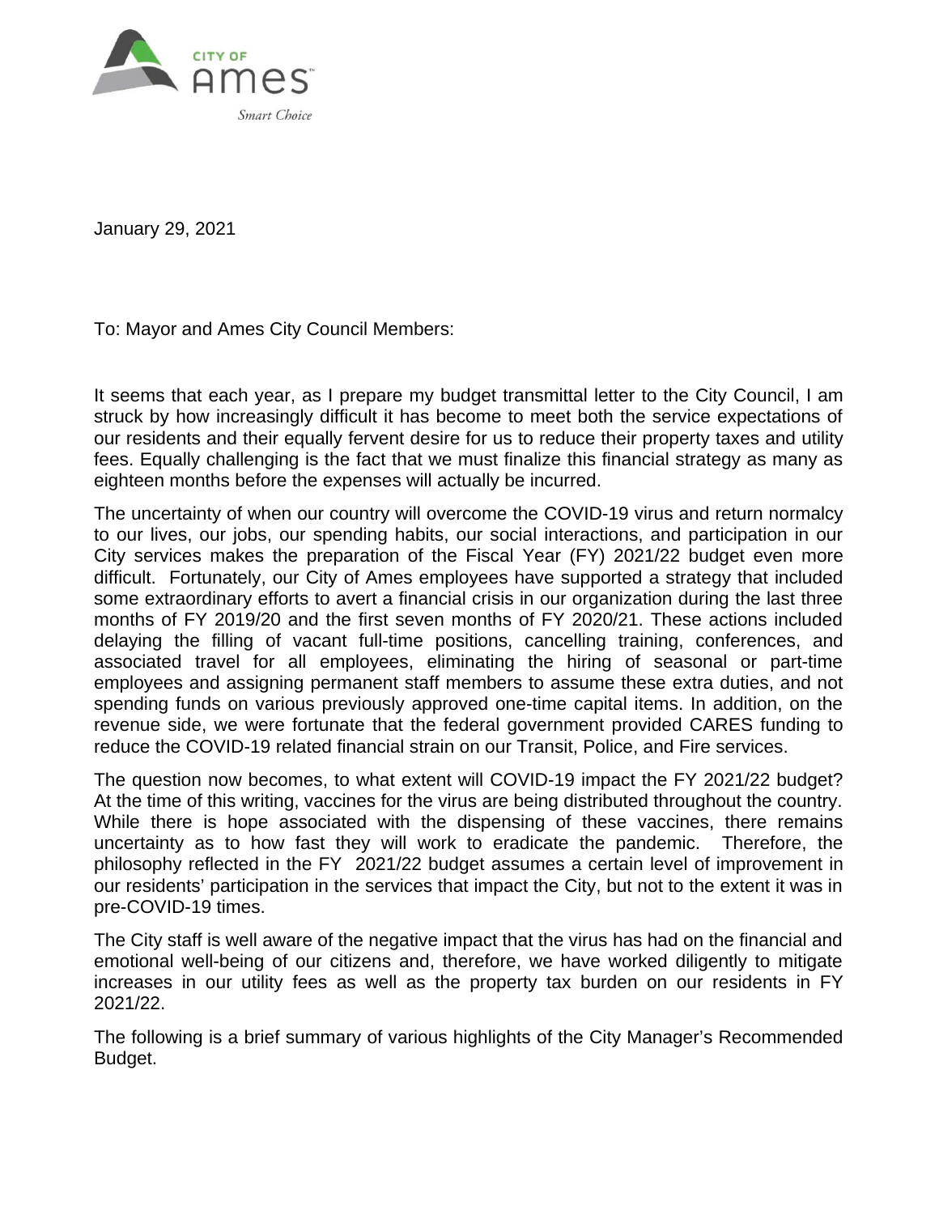CITY OF Ames

*Smart Choice*

January 29, 2021

To: Mayor and Ames City Council Members:

It seems that each year, as I prepare my budget transmittal letter to the City Council, I am struck by how increasingly difficult it has become to meet both the service expectations of our residents and their equally fervent desire for us to reduce their property taxes and utility fees. Equally challenging is the fact that we must finalize this financial strategy as many as eighteen months before the expenses will actually be incurred.

The uncertainty of when our country will overcome the COVID-19 virus and return normalcy to our lives, our jobs, our spending habits, our social interactions, and participation in our City services makes the preparation of the Fiscal Year (FY) 2021/22 budget even more difficult. Fortunately, our City of Ames employees have supported a strategy that included some extraordinary efforts to avert a financial crisis in our organization during the last three months of FY 2019/20 and the first seven months of FY 2020/21. These actions included delaying the filling of vacant full-time positions, cancelling training, conferences, and associated travel for all employees, eliminating the hiring of seasonal or part-time employees and assigning permanent staff members to assume these extra duties, and not spending funds on various previously approved one-time capital items. In addition, on the revenue side, we were fortunate that the federal government provided CARES funding to reduce the COVID-19 related financial strain on our Transit, Police, and Fire services.

The question now becomes, to what extent will COVID-19 impact the FY 2021/22 budget? At the time of this writing, vaccines for the virus are being distributed throughout the country. While there is hope associated with the dispensing of these vaccines, there remains uncertainty as to how fast they will work to eradicate the pandemic. Therefore, the philosophy reflected in the FY 2021/22 budget assumes a certain level of improvement in our residents' participation in the services that impact the City, but not to the extent it was in pre-COVID-19 times.

The City staff is well aware of the negative impact that the virus has had on the financial and emotional well-being of our citizens and, therefore, we have worked diligently to mitigate increases in our utility fees as well as the property tax burden on our residents in FY 2021/22.

The following is a brief summary of various highlights of the City Manager's Recommended Budget.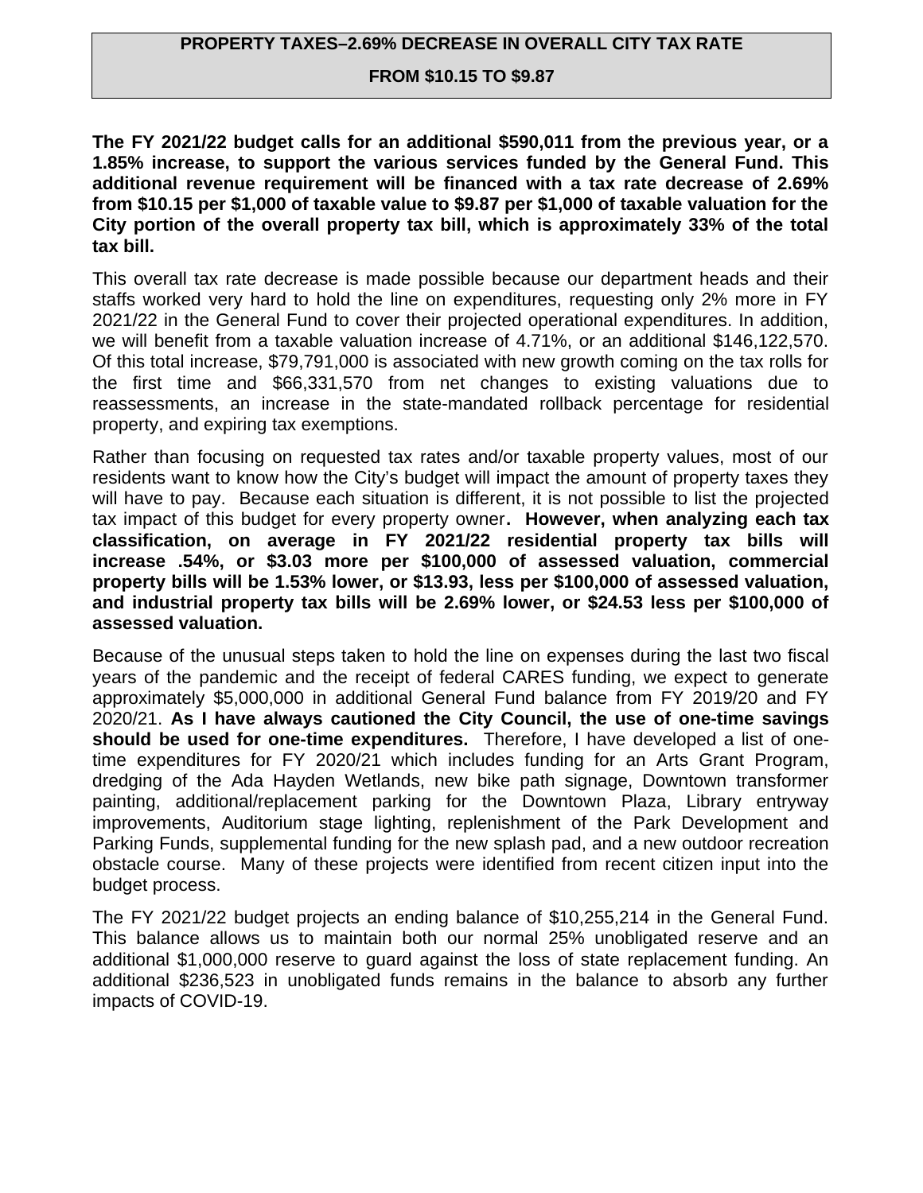## PROPERTY TAXES–2.69% DECREASE IN OVERALL CITY TAX RATE FROM $10.15 TO $9.87

**The FY 2021/22 budget calls for an additional $590,011 from the previous year, or a 1.85% increase, to support the various services funded by the General Fund. This additional revenue requirement will be financed with a tax rate decrease of 2.69% from $10.15 per $1,000 of taxable value to $9.87 per $1,000 of taxable valuation for the City portion of the overall property tax bill, which is approximately 33% of the total tax bill.**

This overall tax rate decrease is made possible because our department heads and their staffs worked very hard to hold the line on expenditures, requesting only 2% more in FY 2021/22 in the General Fund to cover their projected operational expenditures. In addition, we will benefit from a taxable valuation increase of 4.71%, or an additional $146,122,570. Of this total increase, $79,791,000 is associated with new growth coming on the tax rolls for the first time and $66,331,570 from net changes to existing valuations due to reassessments, an increase in the state-mandated rollback percentage for residential property, and expiring tax exemptions.

Rather than focusing on requested tax rates and/or taxable property values, most of our residents want to know how the City's budget will impact the amount of property taxes they will have to pay. Because each situation is different, it is not possible to list the projected tax impact of this budget for every property owner**. However, when analyzing each tax classification, on average in FY 2021/22 residential property tax bills will increase .54%, or $3.03 more per $100,000 of assessed valuation, commercial property bills will be 1.53% lower, or $13.93, less per $100,000 of assessed valuation, and industrial property tax bills will be 2.69% lower, or $24.53 less per $100,000 of assessed valuation.**

Because of the unusual steps taken to hold the line on expenses during the last two fiscal years of the pandemic and the receipt of federal CARES funding, we expect to generate approximately $5,000,000 in additional General Fund balance from FY 2019/20 and FY 2020/21. **As I have always cautioned the City Council, the use of one-time savings should be used for one-time expenditures.** Therefore, I have developed a list of one-time expenditures for FY 2020/21 which includes funding for an Arts Grant Program, dredging of the Ada Hayden Wetlands, new bike path signage, Downtown transformer painting, additional/replacement parking for the Downtown Plaza, Library entryway improvements, Auditorium stage lighting, replenishment of the Park Development and Parking Funds, supplemental funding for the new splash pad, and a new outdoor recreation obstacle course. Many of these projects were identified from recent citizen input into the budget process.

The FY 2021/22 budget projects an ending balance of $10,255,214 in the General Fund. This balance allows us to maintain both our normal 25% unobligated reserve and an additional $1,000,000 reserve to guard against the loss of state replacement funding. An additional $236,523 in unobligated funds remains in the balance to absorb any further impacts of COVID-19.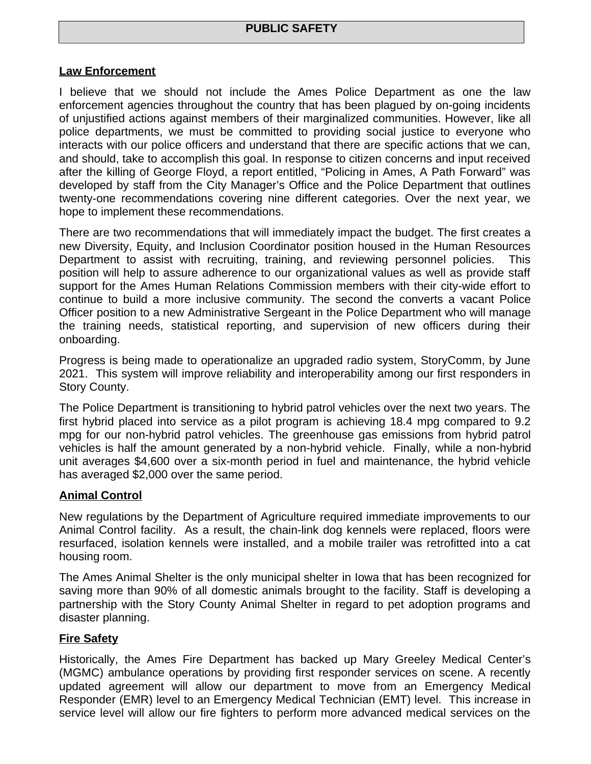# PUBLIC SAFETY

## Law Enforcement

I believe that we should not include the Ames Police Department as one the law enforcement agencies throughout the country that has been plagued by on-going incidents of unjustified actions against members of their marginalized communities. However, like all police departments, we must be committed to providing social justice to everyone who interacts with our police officers and understand that there are specific actions that we can, and should, take to accomplish this goal. In response to citizen concerns and input received after the killing of George Floyd, a report entitled, "Policing in Ames, A Path Forward" was developed by staff from the City Manager's Office and the Police Department that outlines twenty-one recommendations covering nine different categories. Over the next year, we hope to implement these recommendations.

There are two recommendations that will immediately impact the budget. The first creates a new Diversity, Equity, and Inclusion Coordinator position housed in the Human Resources Department to assist with recruiting, training, and reviewing personnel policies. This position will help to assure adherence to our organizational values as well as provide staff support for the Ames Human Relations Commission members with their city-wide effort to continue to build a more inclusive community. The second the converts a vacant Police Officer position to a new Administrative Sergeant in the Police Department who will manage the training needs, statistical reporting, and supervision of new officers during their onboarding.

Progress is being made to operationalize an upgraded radio system, StoryComm, by June 2021. This system will improve reliability and interoperability among our first responders in Story County.

The Police Department is transitioning to hybrid patrol vehicles over the next two years. The first hybrid placed into service as a pilot program is achieving 18.4 mpg compared to 9.2 mpg for our non-hybrid patrol vehicles. The greenhouse gas emissions from hybrid patrol vehicles is half the amount generated by a non-hybrid vehicle. Finally, while a non-hybrid unit averages $4,600 over a six-month period in fuel and maintenance, the hybrid vehicle has averaged $2,000 over the same period.

## Animal Control

New regulations by the Department of Agriculture required immediate improvements to our Animal Control facility. As a result, the chain-link dog kennels were replaced, floors were resurfaced, isolation kennels were installed, and a mobile trailer was retrofitted into a cat housing room.

The Ames Animal Shelter is the only municipal shelter in Iowa that has been recognized for saving more than 90% of all domestic animals brought to the facility. Staff is developing a partnership with the Story County Animal Shelter in regard to pet adoption programs and disaster planning.

## Fire Safety

Historically, the Ames Fire Department has backed up Mary Greeley Medical Center's (MGMC) ambulance operations by providing first responder services on scene. A recently updated agreement will allow our department to move from an Emergency Medical Responder (EMR) level to an Emergency Medical Technician (EMT) level. This increase in service level will allow our fire fighters to perform more advanced medical services on the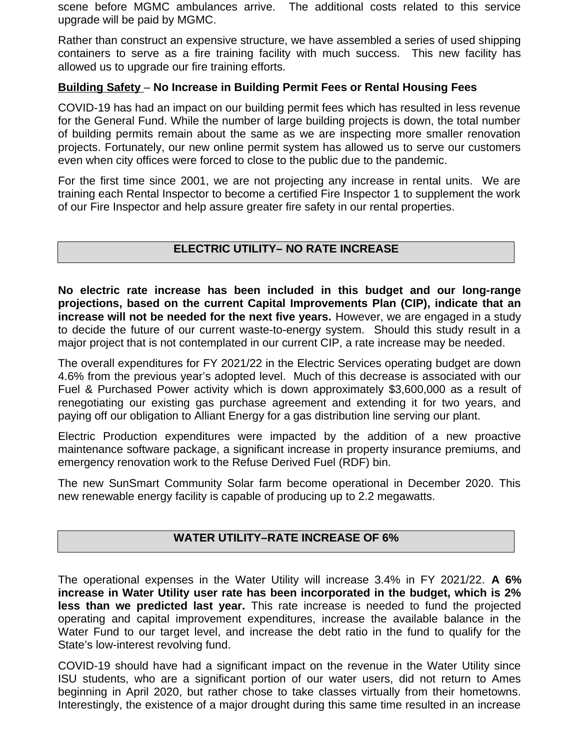scene before MGMC ambulances arrive. The additional costs related to this service upgrade will be paid by MGMC.

Rather than construct an expensive structure, we have assembled a series of used shipping containers to serve as a fire training facility with much success. This new facility has allowed us to upgrade our fire training efforts.

**<u>Building Safety</u> – No Increase in Building Permit Fees or Rental Housing Fees**

COVID-19 has had an impact on our building permit fees which has resulted in less revenue for the General Fund. While the number of large building projects is down, the total number of building permits remain about the same as we are inspecting more smaller renovation projects. Fortunately, our new online permit system has allowed us to serve our customers even when city offices were forced to close to the public due to the pandemic.

For the first time since 2001, we are not projecting any increase in rental units. We are training each Rental Inspector to become a certified Fire Inspector 1 to supplement the work of our Fire Inspector and help assure greater fire safety in our rental properties.

## ELECTRIC UTILITY– NO RATE INCREASE

**No electric rate increase has been included in this budget and our long-range projections, based on the current Capital Improvements Plan (CIP), indicate that an increase will not be needed for the next five years.** However, we are engaged in a study to decide the future of our current waste-to-energy system. Should this study result in a major project that is not contemplated in our current CIP, a rate increase may be needed.

The overall expenditures for FY 2021/22 in the Electric Services operating budget are down 4.6% from the previous year's adopted level. Much of this decrease is associated with our Fuel & Purchased Power activity which is down approximately $3,600,000 as a result of renegotiating our existing gas purchase agreement and extending it for two years, and paying off our obligation to Alliant Energy for a gas distribution line serving our plant.

Electric Production expenditures were impacted by the addition of a new proactive maintenance software package, a significant increase in property insurance premiums, and emergency renovation work to the Refuse Derived Fuel (RDF) bin.

The new SunSmart Community Solar farm become operational in December 2020. This new renewable energy facility is capable of producing up to 2.2 megawatts.

## WATER UTILITY–RATE INCREASE OF 6%

The operational expenses in the Water Utility will increase 3.4% in FY 2021/22. **A 6% increase in Water Utility user rate has been incorporated in the budget, which is 2% less than we predicted last year.** This rate increase is needed to fund the projected operating and capital improvement expenditures, increase the available balance in the Water Fund to our target level, and increase the debt ratio in the fund to qualify for the State's low-interest revolving fund.

COVID-19 should have had a significant impact on the revenue in the Water Utility since ISU students, who are a significant portion of our water users, did not return to Ames beginning in April 2020, but rather chose to take classes virtually from their hometowns. Interestingly, the existence of a major drought during this same time resulted in an increase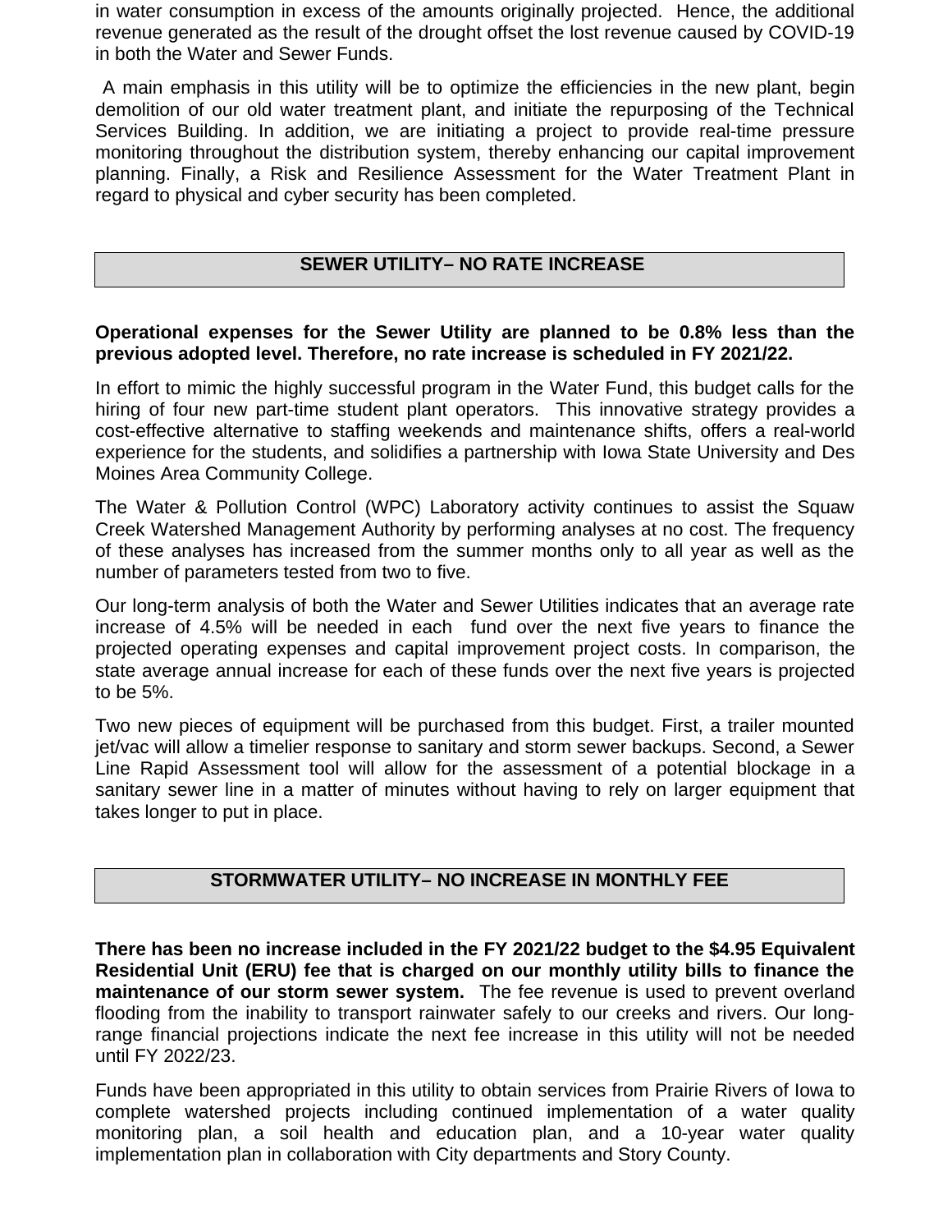in water consumption in excess of the amounts originally projected. Hence, the additional revenue generated as the result of the drought offset the lost revenue caused by COVID-19 in both the Water and Sewer Funds.

A main emphasis in this utility will be to optimize the efficiencies in the new plant, begin demolition of our old water treatment plant, and initiate the repurposing of the Technical Services Building. In addition, we are initiating a project to provide real-time pressure monitoring throughout the distribution system, thereby enhancing our capital improvement planning. Finally, a Risk and Resilience Assessment for the Water Treatment Plant in regard to physical and cyber security has been completed.

## SEWER UTILITY– NO RATE INCREASE

**Operational expenses for the Sewer Utility are planned to be 0.8% less than the previous adopted level. Therefore, no rate increase is scheduled in FY 2021/22.**

In effort to mimic the highly successful program in the Water Fund, this budget calls for the hiring of four new part-time student plant operators. This innovative strategy provides a cost-effective alternative to staffing weekends and maintenance shifts, offers a real-world experience for the students, and solidifies a partnership with Iowa State University and Des Moines Area Community College.

The Water & Pollution Control (WPC) Laboratory activity continues to assist the Squaw Creek Watershed Management Authority by performing analyses at no cost. The frequency of these analyses has increased from the summer months only to all year as well as the number of parameters tested from two to five.

Our long-term analysis of both the Water and Sewer Utilities indicates that an average rate increase of 4.5% will be needed in each fund over the next five years to finance the projected operating expenses and capital improvement project costs. In comparison, the state average annual increase for each of these funds over the next five years is projected to be 5%.

Two new pieces of equipment will be purchased from this budget. First, a trailer mounted jet/vac will allow a timelier response to sanitary and storm sewer backups. Second, a Sewer Line Rapid Assessment tool will allow for the assessment of a potential blockage in a sanitary sewer line in a matter of minutes without having to rely on larger equipment that takes longer to put in place.

## STORMWATER UTILITY– NO INCREASE IN MONTHLY FEE

**There has been no increase included in the FY 2021/22 budget to the $4.95 Equivalent Residential Unit (ERU) fee that is charged on our monthly utility bills to finance the maintenance of our storm sewer system.** The fee revenue is used to prevent overland flooding from the inability to transport rainwater safely to our creeks and rivers. Our long-range financial projections indicate the next fee increase in this utility will not be needed until FY 2022/23.

Funds have been appropriated in this utility to obtain services from Prairie Rivers of Iowa to complete watershed projects including continued implementation of a water quality monitoring plan, a soil health and education plan, and a 10-year water quality implementation plan in collaboration with City departments and Story County.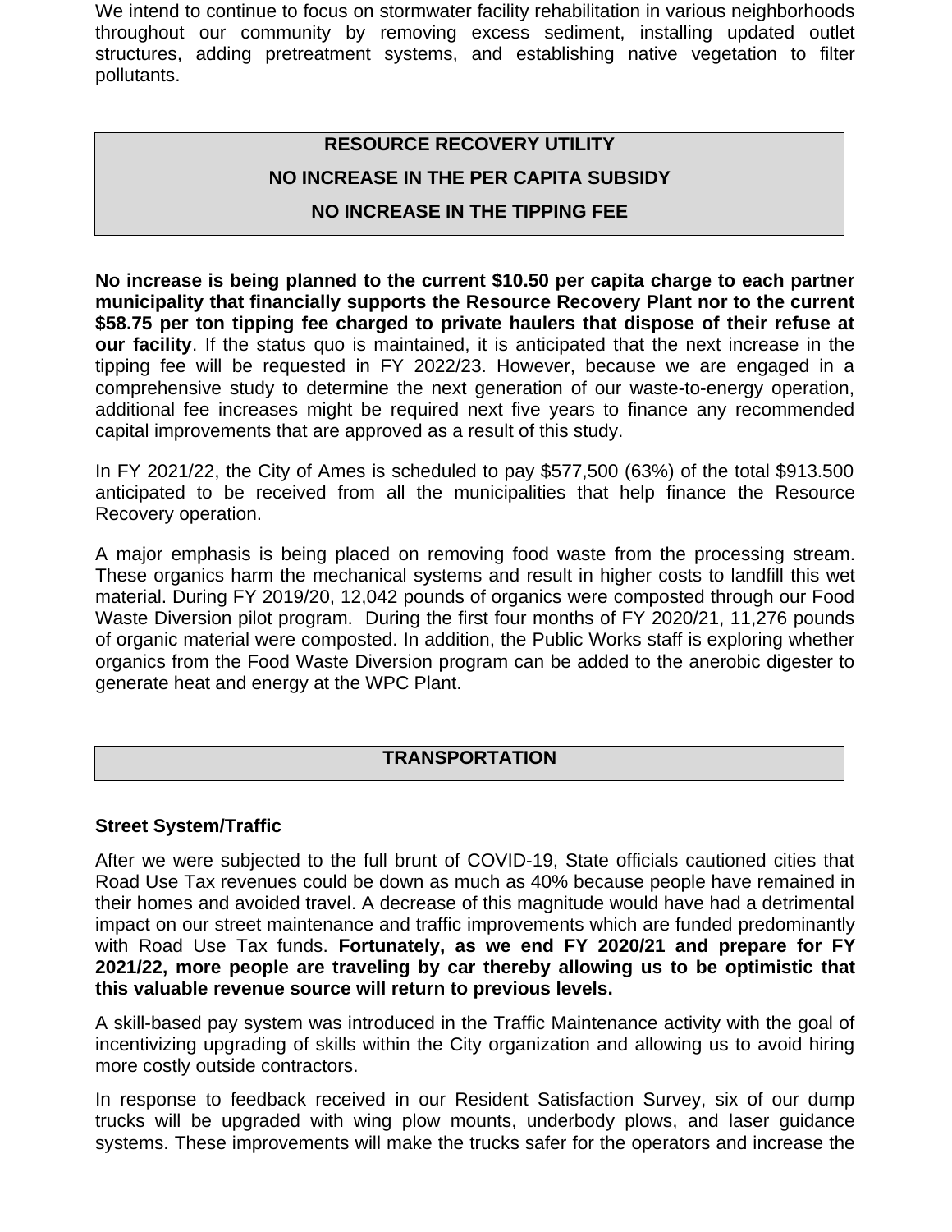We intend to continue to focus on stormwater facility rehabilitation in various neighborhoods throughout our community by removing excess sediment, installing updated outlet structures, adding pretreatment systems, and establishing native vegetation to filter pollutants.

## RESOURCE RECOVERY UTILITY
## NO INCREASE IN THE PER CAPITA SUBSIDY
## NO INCREASE IN THE TIPPING FEE

**No increase is being planned to the current $10.50 per capita charge to each partner municipality that financially supports the Resource Recovery Plant nor to the current $58.75 per ton tipping fee charged to private haulers that dispose of their refuse at our facility**. If the status quo is maintained, it is anticipated that the next increase in the tipping fee will be requested in FY 2022/23. However, because we are engaged in a comprehensive study to determine the next generation of our waste-to-energy operation, additional fee increases might be required next five years to finance any recommended capital improvements that are approved as a result of this study.

In FY 2021/22, the City of Ames is scheduled to pay $577,500 (63%) of the total $913.500 anticipated to be received from all the municipalities that help finance the Resource Recovery operation.

A major emphasis is being placed on removing food waste from the processing stream. These organics harm the mechanical systems and result in higher costs to landfill this wet material. During FY 2019/20, 12,042 pounds of organics were composted through our Food Waste Diversion pilot program. During the first four months of FY 2020/21, 11,276 pounds of organic material were composted. In addition, the Public Works staff is exploring whether organics from the Food Waste Diversion program can be added to the anerobic digester to generate heat and energy at the WPC Plant.

## TRANSPORTATION

### <u>Street System/Traffic</u>

After we were subjected to the full brunt of COVID-19, State officials cautioned cities that Road Use Tax revenues could be down as much as 40% because people have remained in their homes and avoided travel. A decrease of this magnitude would have had a detrimental impact on our street maintenance and traffic improvements which are funded predominantly with Road Use Tax funds. **Fortunately, as we end FY 2020/21 and prepare for FY 2021/22, more people are traveling by car thereby allowing us to be optimistic that this valuable revenue source will return to previous levels.**

A skill-based pay system was introduced in the Traffic Maintenance activity with the goal of incentivizing upgrading of skills within the City organization and allowing us to avoid hiring more costly outside contractors.

In response to feedback received in our Resident Satisfaction Survey, six of our dump trucks will be upgraded with wing plow mounts, underbody plows, and laser guidance systems. These improvements will make the trucks safer for the operators and increase the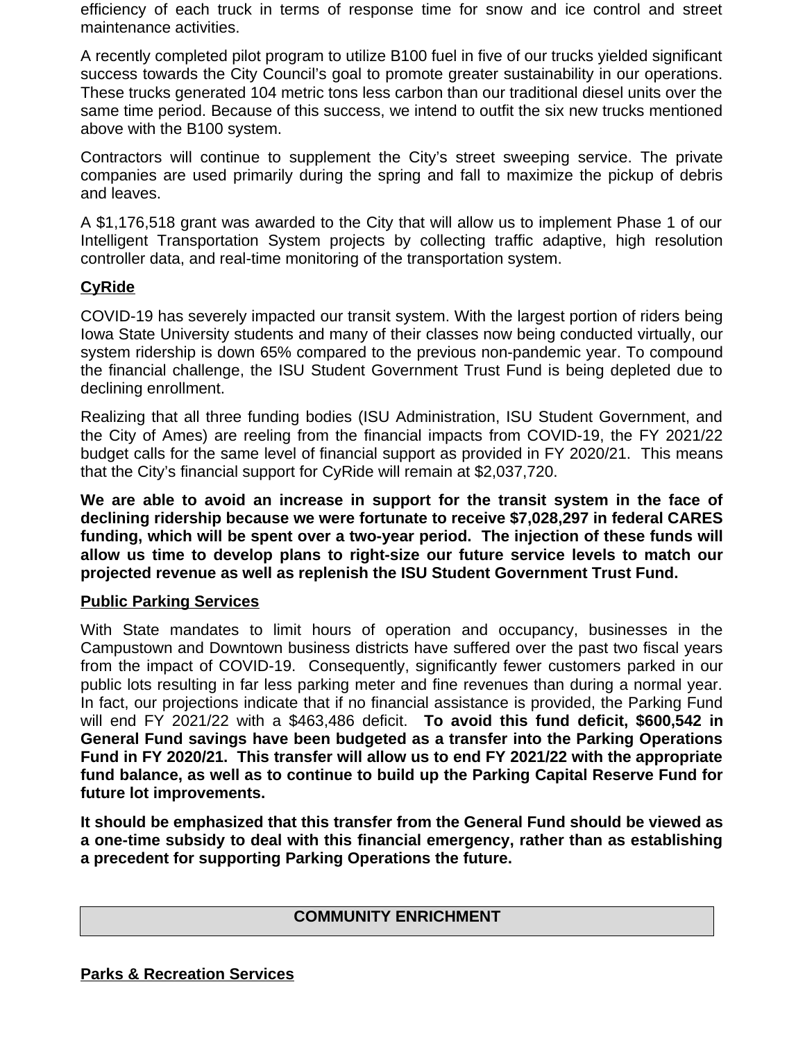efficiency of each truck in terms of response time for snow and ice control and street maintenance activities.

A recently completed pilot program to utilize B100 fuel in five of our trucks yielded significant success towards the City Council's goal to promote greater sustainability in our operations. These trucks generated 104 metric tons less carbon than our traditional diesel units over the same time period. Because of this success, we intend to outfit the six new trucks mentioned above with the B100 system.

Contractors will continue to supplement the City's street sweeping service. The private companies are used primarily during the spring and fall to maximize the pickup of debris and leaves.

A $1,176,518 grant was awarded to the City that will allow us to implement Phase 1 of our Intelligent Transportation System projects by collecting traffic adaptive, high resolution controller data, and real-time monitoring of the transportation system.

**CyRide**

COVID-19 has severely impacted our transit system. With the largest portion of riders being Iowa State University students and many of their classes now being conducted virtually, our system ridership is down 65% compared to the previous non-pandemic year. To compound the financial challenge, the ISU Student Government Trust Fund is being depleted due to declining enrollment.

Realizing that all three funding bodies (ISU Administration, ISU Student Government, and the City of Ames) are reeling from the financial impacts from COVID-19, the FY 2021/22 budget calls for the same level of financial support as provided in FY 2020/21. This means that the City's financial support for CyRide will remain at $2,037,720.

**We are able to avoid an increase in support for the transit system in the face of declining ridership because we were fortunate to receive $7,028,297 in federal CARES funding, which will be spent over a two-year period. The injection of these funds will allow us time to develop plans to right-size our future service levels to match our projected revenue as well as replenish the ISU Student Government Trust Fund.**

**Public Parking Services**

With State mandates to limit hours of operation and occupancy, businesses in the Campustown and Downtown business districts have suffered over the past two fiscal years from the impact of COVID-19. Consequently, significantly fewer customers parked in our public lots resulting in far less parking meter and fine revenues than during a normal year. In fact, our projections indicate that if no financial assistance is provided, the Parking Fund will end FY 2021/22 with a $463,486 deficit. **To avoid this fund deficit, $600,542 in General Fund savings have been budgeted as a transfer into the Parking Operations Fund in FY 2020/21. This transfer will allow us to end FY 2021/22 with the appropriate fund balance, as well as to continue to build up the Parking Capital Reserve Fund for future lot improvements.**

**It should be emphasized that this transfer from the General Fund should be viewed as a one-time subsidy to deal with this financial emergency, rather than as establishing a precedent for supporting Parking Operations the future.**

## COMMUNITY ENRICHMENT

**Parks & Recreation Services**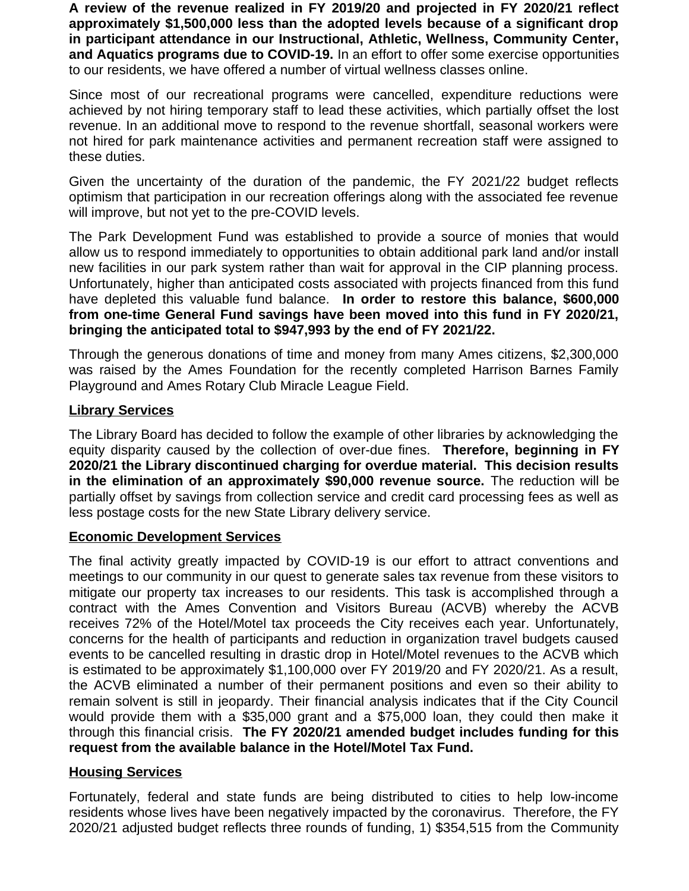**A review of the revenue realized in FY 2019/20 and projected in FY 2020/21 reflect approximately $1,500,000 less than the adopted levels because of a significant drop in participant attendance in our Instructional, Athletic, Wellness, Community Center, and Aquatics programs due to COVID-19.** In an effort to offer some exercise opportunities to our residents, we have offered a number of virtual wellness classes online.

Since most of our recreational programs were cancelled, expenditure reductions were achieved by not hiring temporary staff to lead these activities, which partially offset the lost revenue. In an additional move to respond to the revenue shortfall, seasonal workers were not hired for park maintenance activities and permanent recreation staff were assigned to these duties.

Given the uncertainty of the duration of the pandemic, the FY 2021/22 budget reflects optimism that participation in our recreation offerings along with the associated fee revenue will improve, but not yet to the pre-COVID levels.

The Park Development Fund was established to provide a source of monies that would allow us to respond immediately to opportunities to obtain additional park land and/or install new facilities in our park system rather than wait for approval in the CIP planning process. Unfortunately, higher than anticipated costs associated with projects financed from this fund have depleted this valuable fund balance. **In order to restore this balance, $600,000 from one-time General Fund savings have been moved into this fund in FY 2020/21, bringing the anticipated total to $947,993 by the end of FY 2021/22.**

Through the generous donations of time and money from many Ames citizens, $2,300,000 was raised by the Ames Foundation for the recently completed Harrison Barnes Family Playground and Ames Rotary Club Miracle League Field.

**Library Services**

The Library Board has decided to follow the example of other libraries by acknowledging the equity disparity caused by the collection of over-due fines. **Therefore, beginning in FY 2020/21 the Library discontinued charging for overdue material. This decision results in the elimination of an approximately $90,000 revenue source.** The reduction will be partially offset by savings from collection service and credit card processing fees as well as less postage costs for the new State Library delivery service.

**Economic Development Services**

The final activity greatly impacted by COVID-19 is our effort to attract conventions and meetings to our community in our quest to generate sales tax revenue from these visitors to mitigate our property tax increases to our residents. This task is accomplished through a contract with the Ames Convention and Visitors Bureau (ACVB) whereby the ACVB receives 72% of the Hotel/Motel tax proceeds the City receives each year. Unfortunately, concerns for the health of participants and reduction in organization travel budgets caused events to be cancelled resulting in drastic drop in Hotel/Motel revenues to the ACVB which is estimated to be approximately $1,100,000 over FY 2019/20 and FY 2020/21. As a result, the ACVB eliminated a number of their permanent positions and even so their ability to remain solvent is still in jeopardy. Their financial analysis indicates that if the City Council would provide them with a $35,000 grant and a $75,000 loan, they could then make it through this financial crisis. **The FY 2020/21 amended budget includes funding for this request from the available balance in the Hotel/Motel Tax Fund.**

**Housing Services**

Fortunately, federal and state funds are being distributed to cities to help low-income residents whose lives have been negatively impacted by the coronavirus. Therefore, the FY 2020/21 adjusted budget reflects three rounds of funding, 1) $354,515 from the Community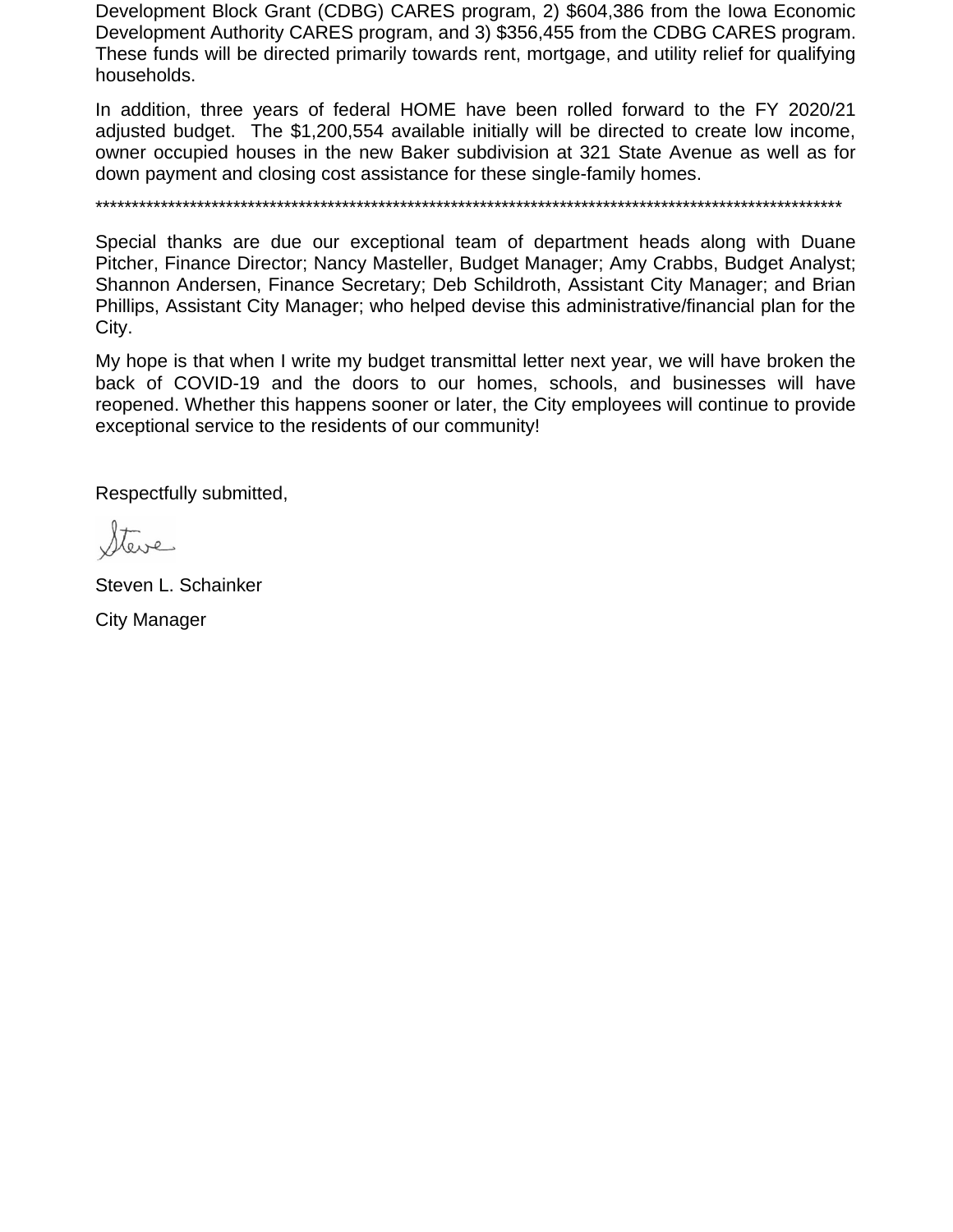Development Block Grant (CDBG) CARES program, 2) $604,386 from the Iowa Economic Development Authority CARES program, and 3) $356,455 from the CDBG CARES program. These funds will be directed primarily towards rent, mortgage, and utility relief for qualifying households.

In addition, three years of federal HOME have been rolled forward to the FY 2020/21 adjusted budget. The $1,200,554 available initially will be directed to create low income, owner occupied houses in the new Baker subdivision at 321 State Avenue as well as for down payment and closing cost assistance for these single-family homes.

**********************************************************************************************************

Special thanks are due our exceptional team of department heads along with Duane Pitcher, Finance Director; Nancy Masteller, Budget Manager; Amy Crabbs, Budget Analyst; Shannon Andersen, Finance Secretary; Deb Schildroth, Assistant City Manager; and Brian Phillips, Assistant City Manager; who helped devise this administrative/financial plan for the City.

My hope is that when I write my budget transmittal letter next year, we will have broken the back of COVID-19 and the doors to our homes, schools, and businesses will have reopened. Whether this happens sooner or later, the City employees will continue to provide exceptional service to the residents of our community!

Respectfully submitted,

Steve

Steven L. Schainker

City Manager